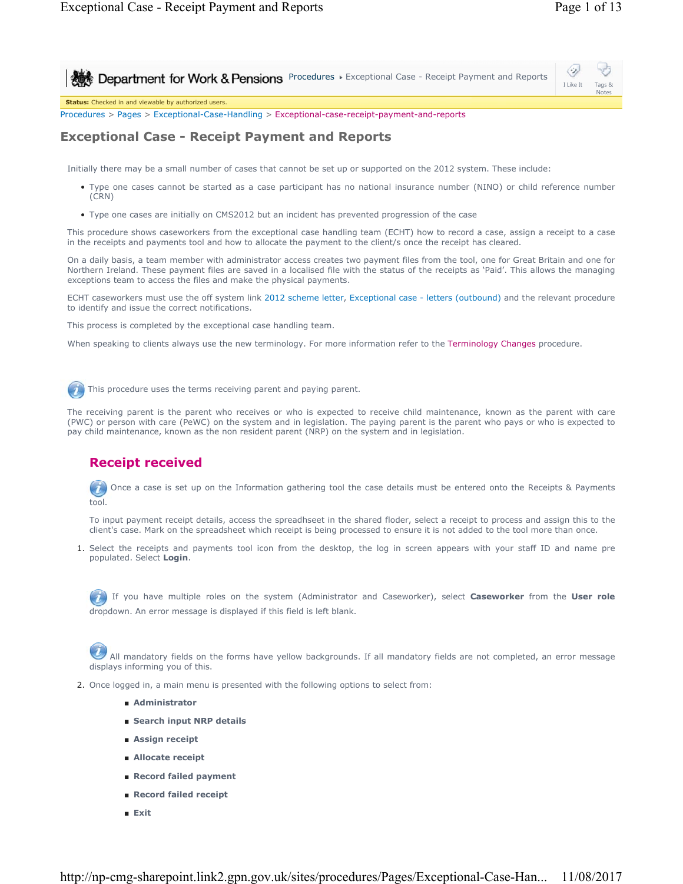Department for Work & Pensions Procedures ▸ Exceptional Case - Receipt Payment and Reports

**Status:** Checked in and viewable by authorized users.

Procedures > Pages > Exceptional-Case-Handling > Exceptional-case-receipt-payment-and-reports

# Exceptional Case - Receipt Payment and Reports

Initially there may be a small number of cases that cannot be set up or supported on the 2012 system. These include:

- Type one cases cannot be started as a case participant has no national insurance number (NINO) or child reference number (CRN)
- Type one cases are initially on CMS2012 but an incident has prevented progression of the case

This procedure shows caseworkers from the exceptional case handling team (ECHT) how to record a case, assign a receipt to a case in the receipts and payments tool and how to allocate the payment to the client/s once the receipt has cleared.

On a daily basis, a team member with administrator access creates two payment files from the tool, one for Great Britain and one for Northern Ireland. These payment files are saved in a localised file with the status of the receipts as 'Paid'. This allows the managing exceptions team to access the files and make the physical payments.

ECHT caseworkers must use the off system link 2012 scheme letter, Exceptional case - letters (outbound) and the relevant procedure to identify and issue the correct notifications.

This process is completed by the exceptional case handling team.

When speaking to clients always use the new terminology. For more information refer to the Terminology Changes procedure.

This procedure uses the terms receiving parent and paying parent.

The receiving parent is the parent who receives or who is expected to receive child maintenance, known as the parent with care (PWC) or person with care (PeWC) on the system and in legislation. The paying parent is the parent who pays or who is expected to pay child maintenance, known as the non resident parent (NRP) on the system and in legislation.

## Receipt received

Once a case is set up on the Information gathering tool the case details must be entered onto the Receipts & Payments tool.

To input payment receipt details, access the spreadsheet in the shared floder, select a receipt to process and assign this to the client's case. Mark on the spreadsheet which receipt is being processed to ensure it is not added to the tool more than once.

1. Select the receipts and payments tool icon from the desktop, the log in screen appears with your staff ID and name pre populated. Select **Login**.

   If you have multiple roles on the system (Administrator and Caseworker), select **Caseworker** from the **User role** dropdown. An error message is displayed if this field is left blank.

   All mandatory fields on the forms have yellow backgrounds. If all mandatory fields are not completed, an error message displays informing you of this.

2. Once logged in, a main menu is presented with the following options to select from:
   - **Administrator**
   - **Search input NRP details**
   - **Assign receipt**
   - **Allocate receipt**
   - **Record failed payment**
   - **Record failed receipt**
   - **Exit**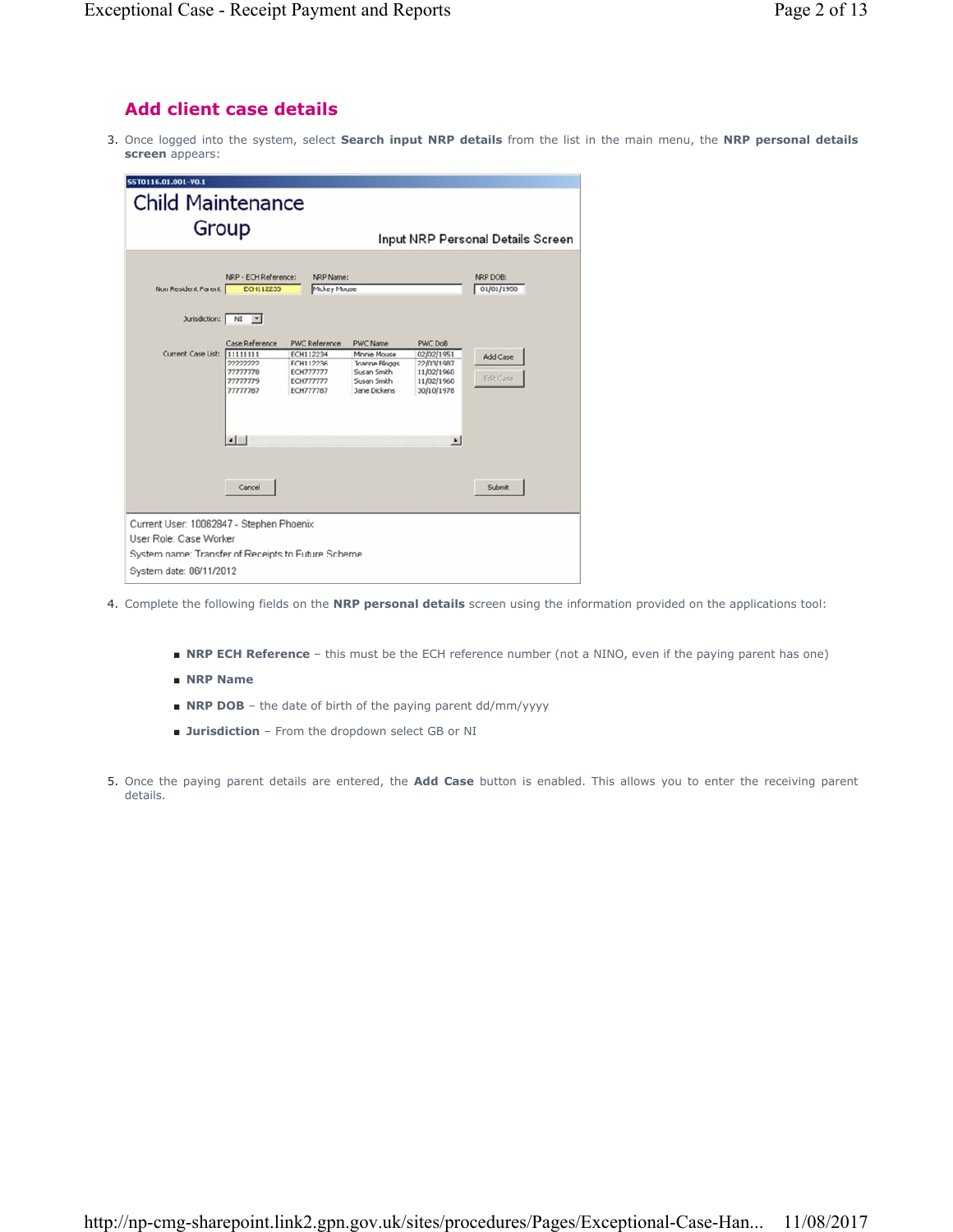## Add client case details

3. Once logged into the system, select **Search input NRP details** from the list in the main menu, the **NRP personal details screen** appears:

4. Complete the following fields on the **NRP personal details** screen using the information provided on the applications tool:

   - **NRP ECH Reference** – this must be the ECH reference number (not a NINO, even if the paying parent has one)
   - **NRP Name**
   - **NRP DOB** – the date of birth of the paying parent dd/mm/yyyy
   - **Jurisdiction** – From the dropdown select GB or NI

5. Once the paying parent details are entered, the **Add Case** button is enabled. This allows you to enter the receiving parent details.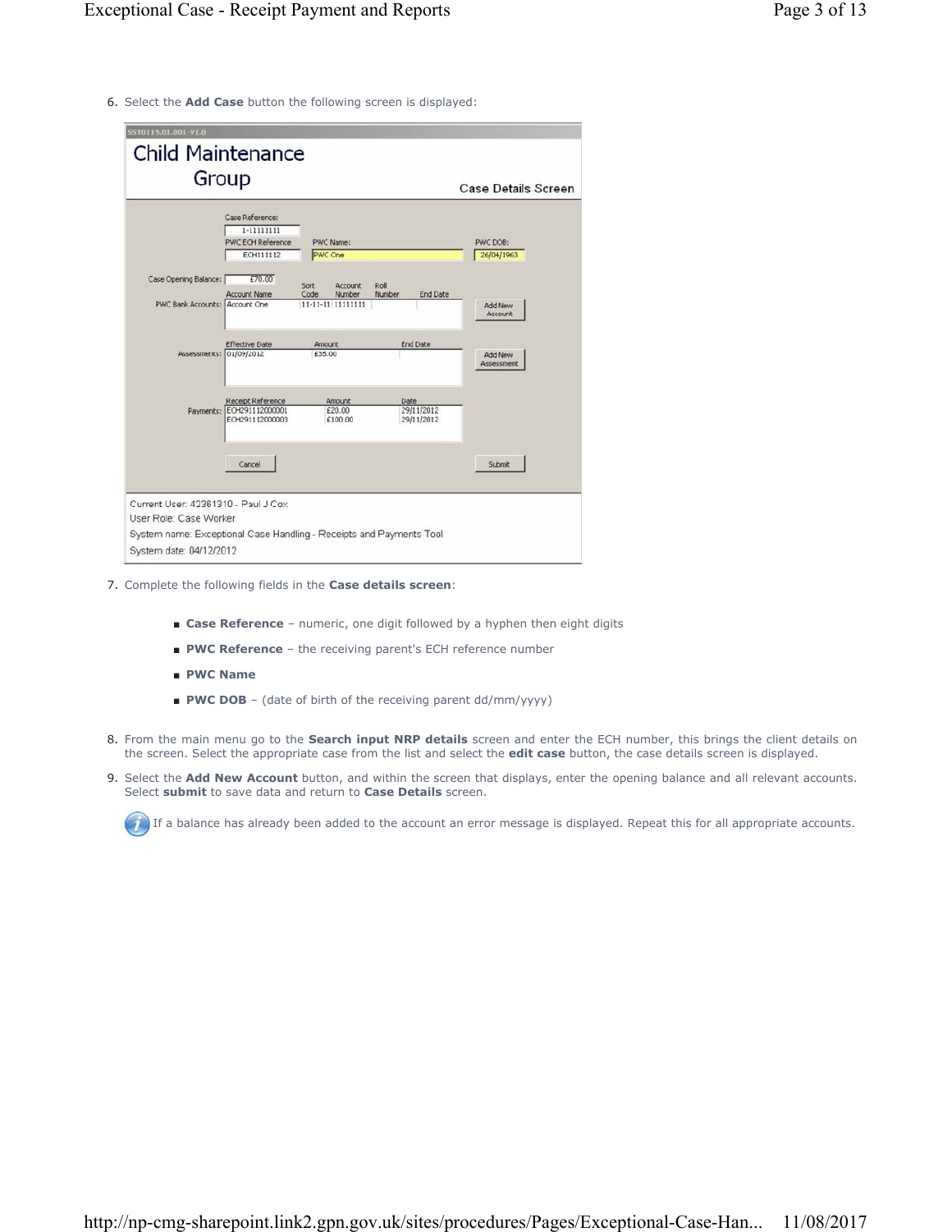6. Select the **Add Case** button the following screen is displayed:

7. Complete the following fields in the **Case details screen**:

   - **Case Reference** – numeric, one digit followed by a hyphen then eight digits
   - **PWC Reference** – the receiving parent's ECH reference number
   - **PWC Name**
   - **PWC DOB** – (date of birth of the receiving parent dd/mm/yyyy)

8. From the main menu go to the **Search input NRP details** screen and enter the ECH number, this brings the client details on the screen. Select the appropriate case from the list and select the **edit case** button, the case details screen is displayed.

9. Select the **Add New Account** button, and within the screen that displays, enter the opening balance and all relevant accounts. Select **submit** to save data and return to **Case Details** screen.

   If a balance has already been added to the account an error message is displayed. Repeat this for all appropriate accounts.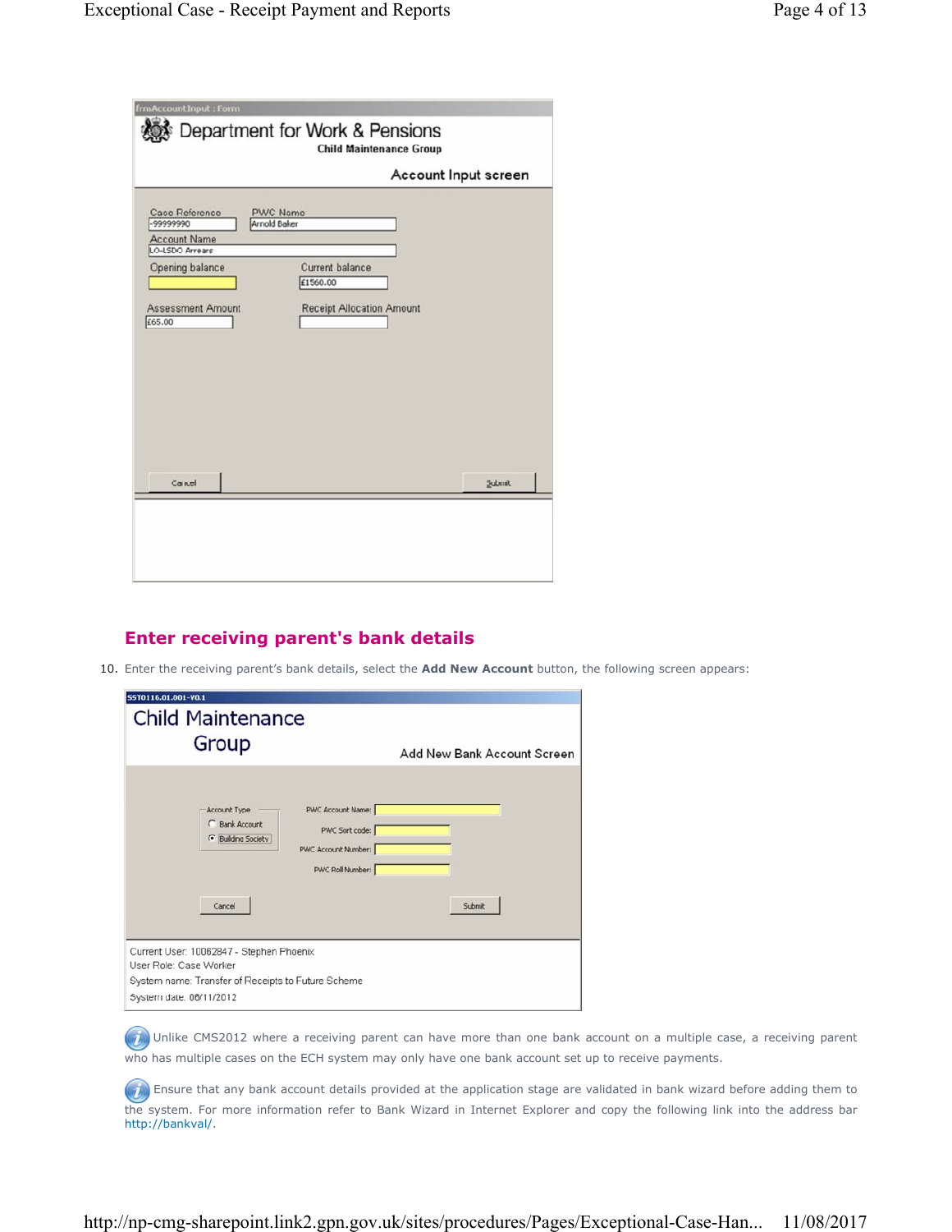frmAccountInput : Form

Department for Work & Pensions

Child Maintenance Group

Account Input screen

Case Reference: -99999990

PWC Name: Arnold Baker

Account Name: LO-LSDO Arrears

Opening balance:

Current balance: £1560.00

Assessment Amount: £65.00

Receipt Allocation Amount:

Cancel | Submit

## Enter receiving parent's bank details

10. Enter the receiving parent's bank details, select the **Add New Account** button, the following screen appears:

SST0116.01.001-V0.1

Child Maintenance Group

Add New Bank Account Screen

Account Type
- Bank Account
- Building Society

PWC Account Name:

PWC Sort code:

PWC Account Number:

PWC Roll Number:

Cancel | Submit

Current User: 10062847 - Stephen Phoenix
User Role: Case Worker
System name: Transfer of Receipts to Future Scheme
System date: 06/11/2012

Unlike CMS2012 where a receiving parent can have more than one bank account on a multiple case, a receiving parent who has multiple cases on the ECH system may only have one bank account set up to receive payments.

Ensure that any bank account details provided at the application stage are validated in bank wizard before adding them to the system. For more information refer to Bank Wizard in Internet Explorer and copy the following link into the address bar http://bankval/.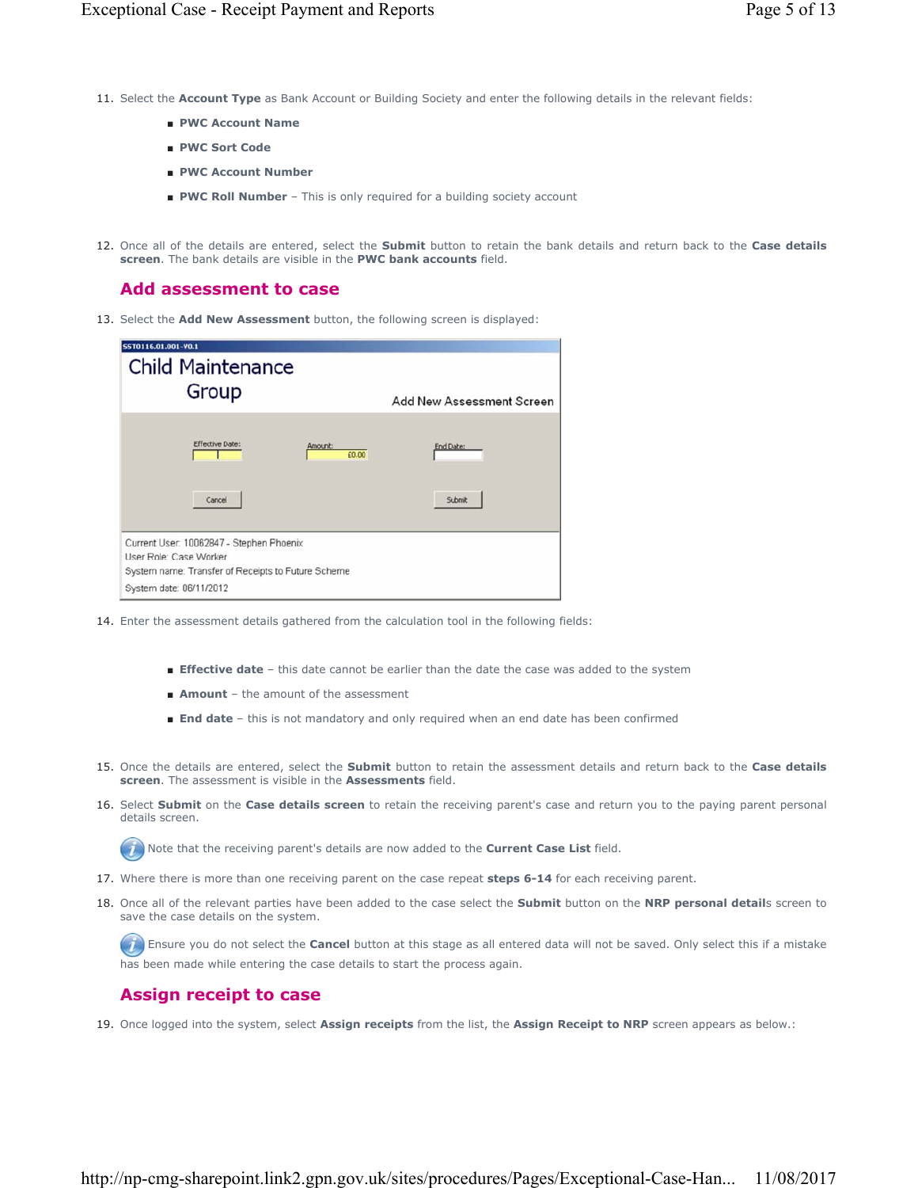11. Select the **Account Type** as Bank Account or Building Society and enter the following details in the relevant fields:

    - **PWC Account Name**
    - **PWC Sort Code**
    - **PWC Account Number**
    - **PWC Roll Number** – This is only required for a building society account

12. Once all of the details are entered, select the **Submit** button to retain the bank details and return back to the **Case details screen**. The bank details are visible in the **PWC bank accounts** field.

## Add assessment to case

13. Select the **Add New Assessment** button, the following screen is displayed:

14. Enter the assessment details gathered from the calculation tool in the following fields:

    - **Effective date** – this date cannot be earlier than the date the case was added to the system
    - **Amount** – the amount of the assessment
    - **End date** – this is not mandatory and only required when an end date has been confirmed

15. Once the details are entered, select the **Submit** button to retain the assessment details and return back to the **Case details screen**. The assessment is visible in the **Assessments** field.

16. Select **Submit** on the **Case details screen** to retain the receiving parent's case and return you to the paying parent personal details screen.

    Note that the receiving parent's details are now added to the **Current Case List** field.

17. Where there is more than one receiving parent on the case repeat **steps 6-14** for each receiving parent.

18. Once all of the relevant parties have been added to the case select the **Submit** button on the **NRP personal details** screen to save the case details on the system.

    Ensure you do not select the **Cancel** button at this stage as all entered data will not be saved. Only select this if a mistake has been made while entering the case details to start the process again.

## Assign receipt to case

19. Once logged into the system, select **Assign receipts** from the list, the **Assign Receipt to NRP** screen appears as below.: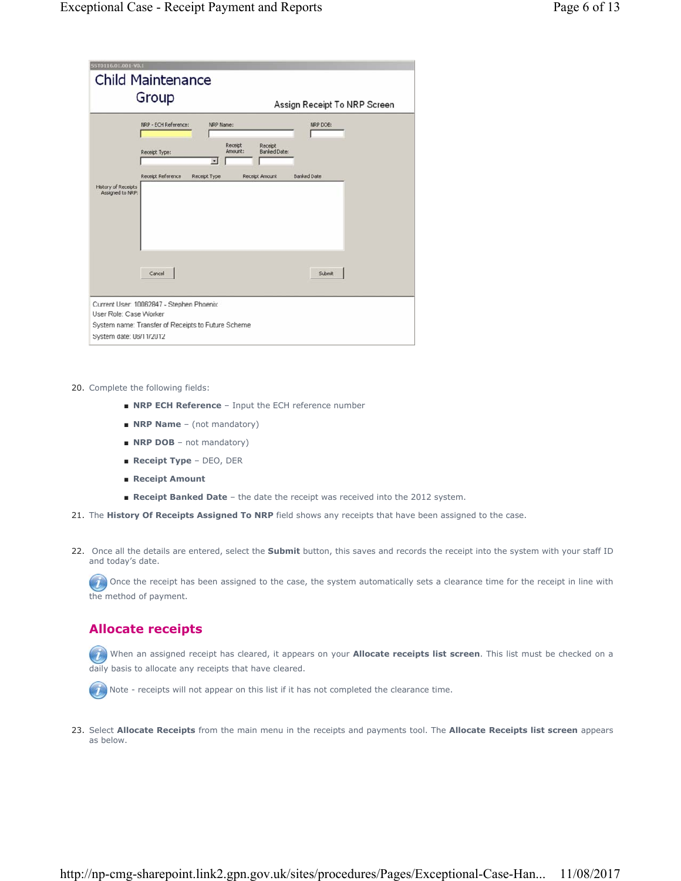20. Complete the following fields:
    - **NRP ECH Reference** – Input the ECH reference number
    - **NRP Name** – (not mandatory)
    - **NRP DOB** – not mandatory)
    - **Receipt Type** – DEO, DER
    - **Receipt Amount**
    - **Receipt Banked Date** – the date the receipt was received into the 2012 system.
21. The **History Of Receipts Assigned To NRP** field shows any receipts that have been assigned to the case.

22. Once all the details are entered, select the **Submit** button, this saves and records the receipt into the system with your staff ID and today's date.

    Once the receipt has been assigned to the case, the system automatically sets a clearance time for the receipt in line with the method of payment.

## Allocate receipts

When an assigned receipt has cleared, it appears on your **Allocate receipts list screen**. This list must be checked on a daily basis to allocate any receipts that have cleared.

Note - receipts will not appear on this list if it has not completed the clearance time.

23. Select **Allocate Receipts** from the main menu in the receipts and payments tool. The **Allocate Receipts list screen** appears as below.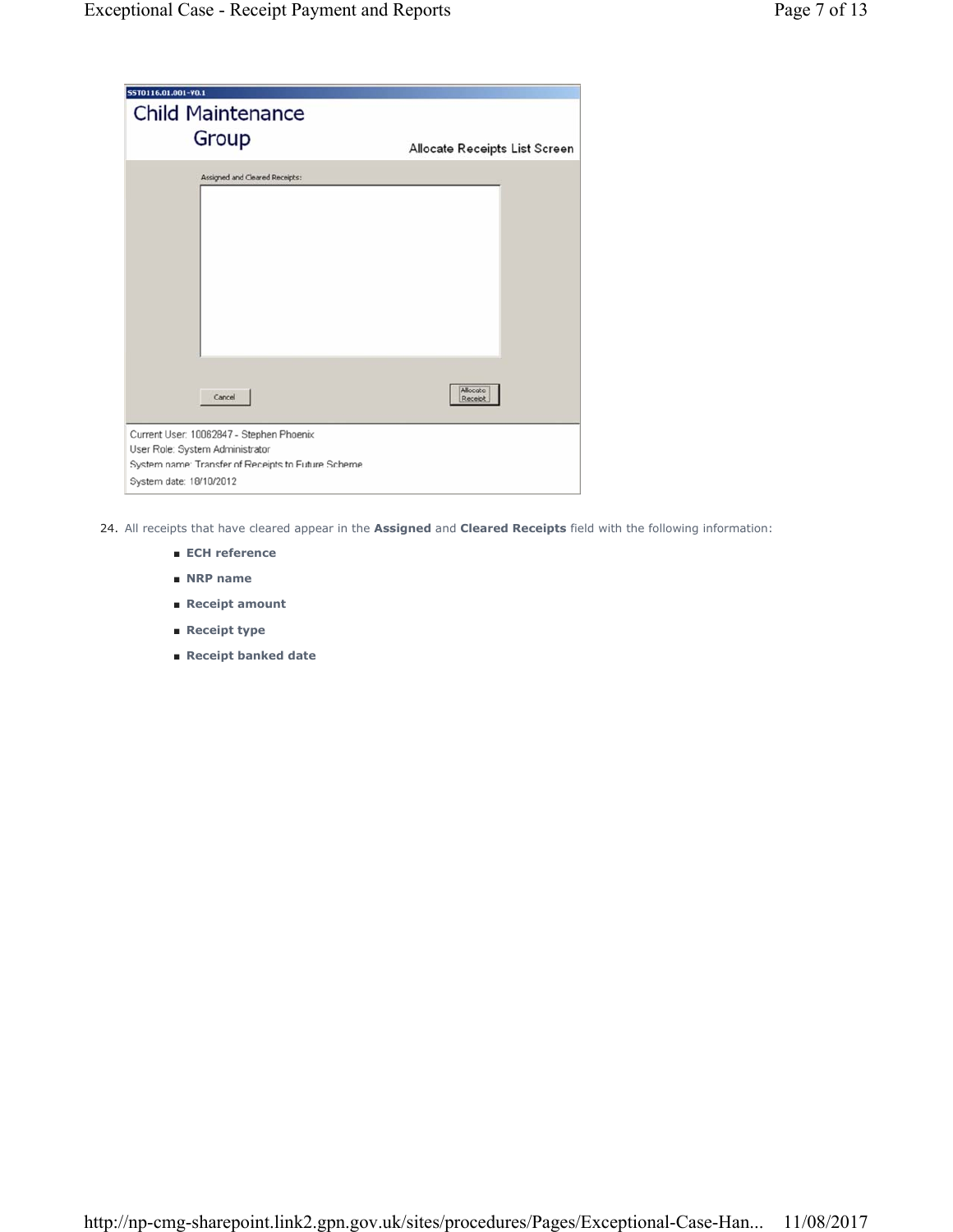24. All receipts that have cleared appear in the **Assigned** and **Cleared Receipts** field with the following information:
    - **ECH reference**
    - **NRP name**
    - **Receipt amount**
    - **Receipt type**
    - **Receipt banked date**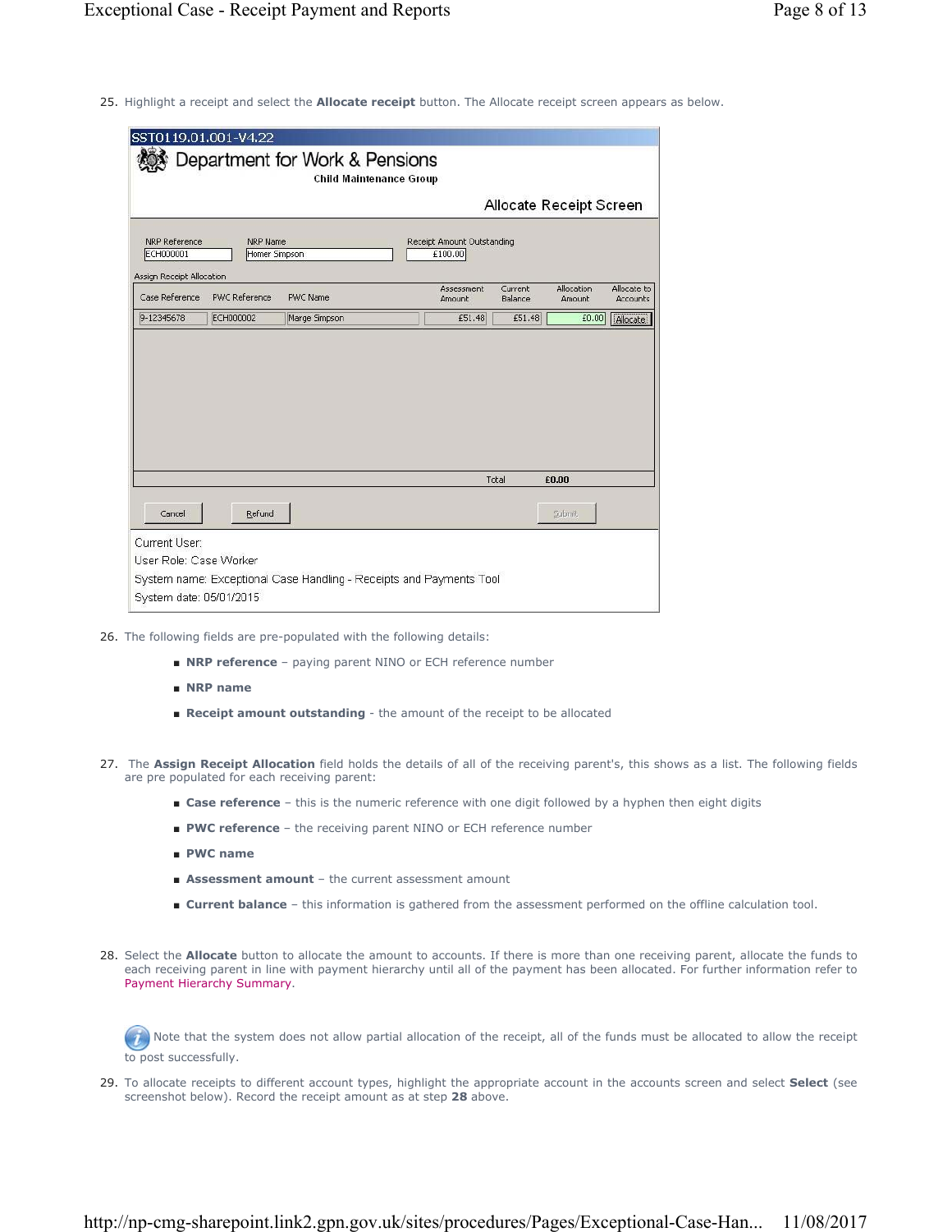25. Highlight a receipt and select the **Allocate receipt** button. The Allocate receipt screen appears as below.

26. The following fields are pre-populated with the following details:

    - **NRP reference** – paying parent NINO or ECH reference number
    - **NRP name**
    - **Receipt amount outstanding** - the amount of the receipt to be allocated

27. The **Assign Receipt Allocation** field holds the details of all of the receiving parent's, this shows as a list. The following fields are pre populated for each receiving parent:

    - **Case reference** – this is the numeric reference with one digit followed by a hyphen then eight digits
    - **PWC reference** – the receiving parent NINO or ECH reference number
    - **PWC name**
    - **Assessment amount** – the current assessment amount
    - **Current balance** – this information is gathered from the assessment performed on the offline calculation tool.

28. Select the **Allocate** button to allocate the amount to accounts. If there is more than one receiving parent, allocate the funds to each receiving parent in line with payment hierarchy until all of the payment has been allocated. For further information refer to Payment Hierarchy Summary.

Note that the system does not allow partial allocation of the receipt, all of the funds must be allocated to allow the receipt to post successfully.

29. To allocate receipts to different account types, highlight the appropriate account in the accounts screen and select **Select** (see screenshot below). Record the receipt amount as at step **28** above.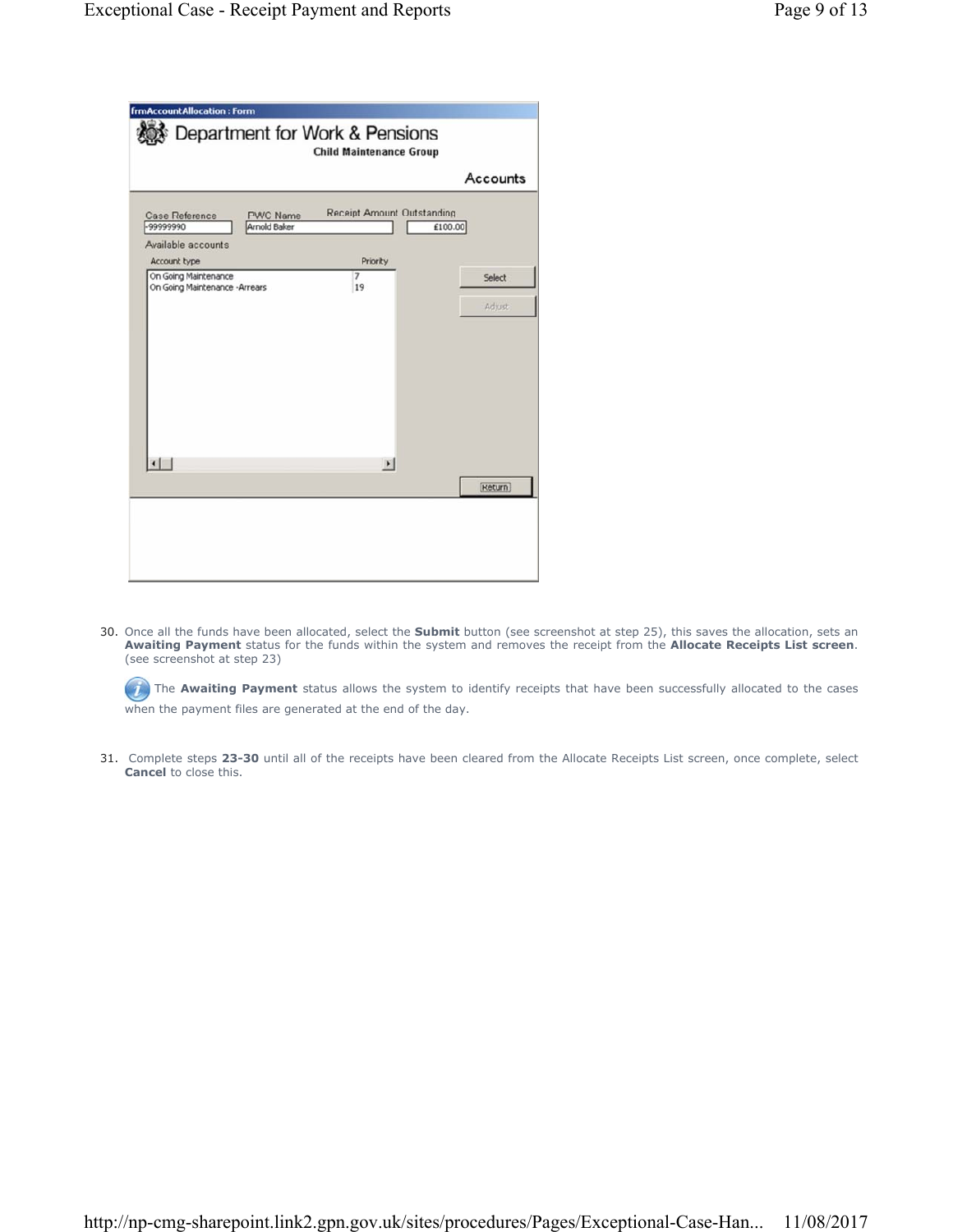30. Once all the funds have been allocated, select the **Submit** button (see screenshot at step 25), this saves the allocation, sets an **Awaiting Payment** status for the funds within the system and removes the receipt from the **Allocate Receipts List screen**. (see screenshot at step 23)

   The **Awaiting Payment** status allows the system to identify receipts that have been successfully allocated to the cases when the payment files are generated at the end of the day.

31. Complete steps **23-30** until all of the receipts have been cleared from the Allocate Receipts List screen, once complete, select **Cancel** to close this.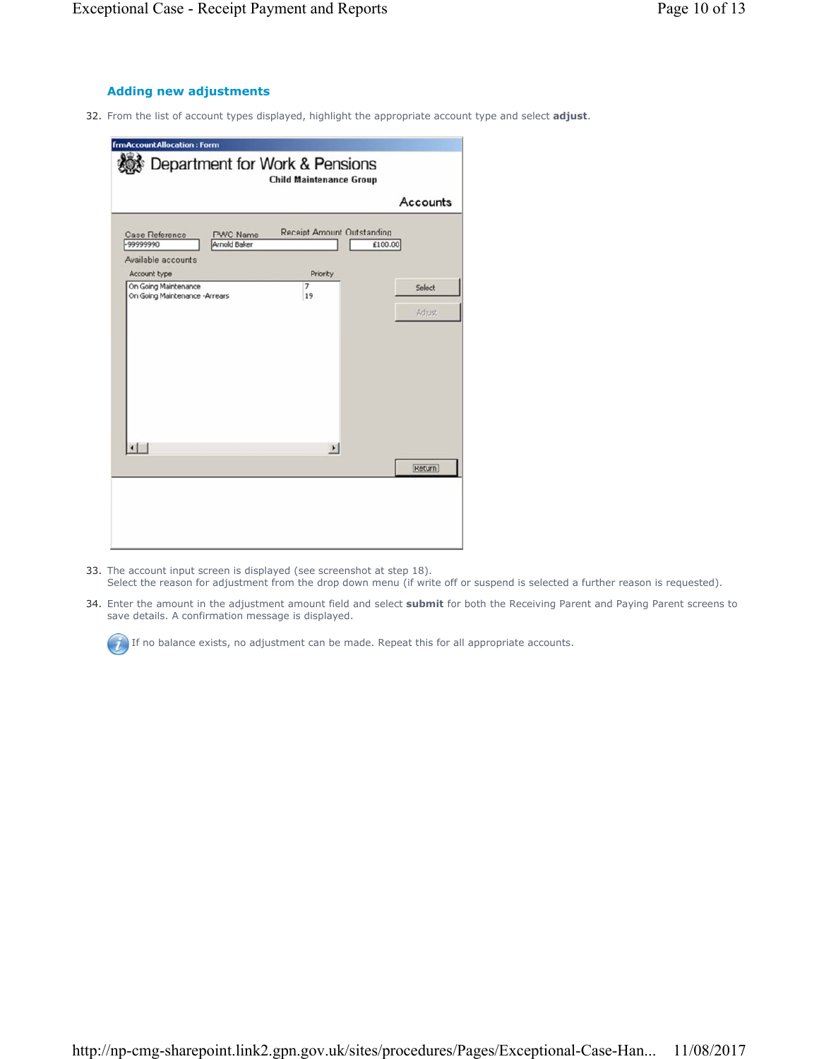### Adding new adjustments

32. From the list of account types displayed, highlight the appropriate account type and select **adjust**.

33. The account input screen is displayed (see screenshot at step 18).
    Select the reason for adjustment from the drop down menu (if write off or suspend is selected a further reason is requested).

34. Enter the amount in the adjustment amount field and select **submit** for both the Receiving Parent and Paying Parent screens to save details. A confirmation message is displayed.

If no balance exists, no adjustment can be made. Repeat this for all appropriate accounts.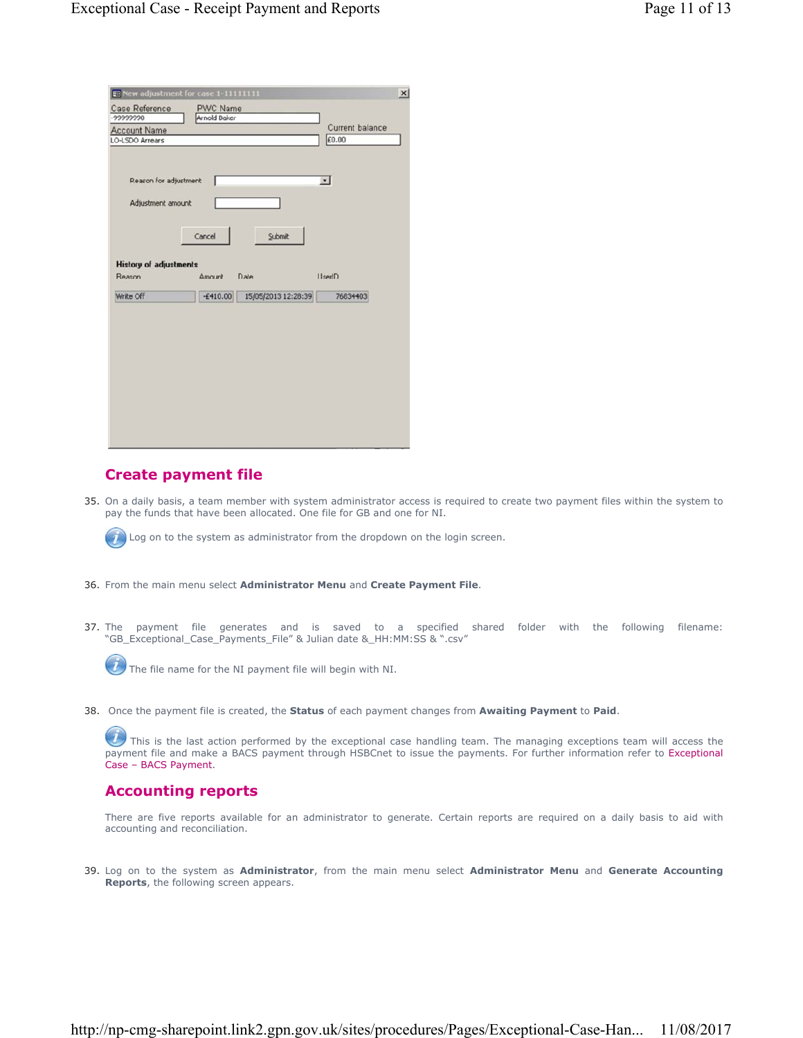## Create payment file

35. On a daily basis, a team member with system administrator access is required to create two payment files within the system to pay the funds that have been allocated. One file for GB and one for NI.

    Log on to the system as administrator from the dropdown on the login screen.

36. From the main menu select **Administrator Menu** and **Create Payment File**.

37. The payment file generates and is saved to a specified shared folder with the following filename: "GB_Exceptional_Case_Payments_File" & Julian date &_HH:MM:SS & ".csv"

    The file name for the NI payment file will begin with NI.

38. Once the payment file is created, the **Status** of each payment changes from **Awaiting Payment** to **Paid**.

    This is the last action performed by the exceptional case handling team. The managing exceptions team will access the payment file and make a BACS payment through HSBCnet to issue the payments. For further information refer to Exceptional Case – BACS Payment.

## Accounting reports

There are five reports available for an administrator to generate. Certain reports are required on a daily basis to aid with accounting and reconciliation.

39. Log on to the system as **Administrator**, from the main menu select **Administrator Menu** and **Generate Accounting Reports**, the following screen appears.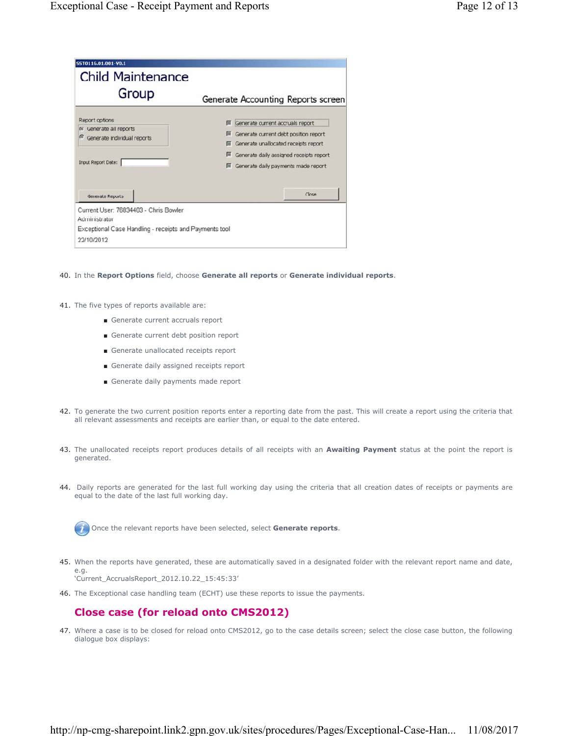SST0116.01.001-V0.1

Child Maintenance Group

Generate Accounting Reports screen

Report options
- Generate all reports
- Generate individual reports

Input Report Date:

- Generate current accruals report
- Generate current debt position report
- Generate unallocated receipts report
- Generate daily assigned receipts report
- Generate daily payments made report

Generate Reports | Close

Current User: 76834403 - Chris Bowler
Administrator
Exceptional Case Handling - receipts and Payments tool
22/10/2012

40. In the **Report Options** field, choose **Generate all reports** or **Generate individual reports**.

41. The five types of reports available are:
    - Generate current accruals report
    - Generate current debt position report
    - Generate unallocated receipts report
    - Generate daily assigned receipts report
    - Generate daily payments made report

42. To generate the two current position reports enter a reporting date from the past. This will create a report using the criteria that all relevant assessments and receipts are earlier than, or equal to the date entered.

43. The unallocated receipts report produces details of all receipts with an **Awaiting Payment** status at the point the report is generated.

44. Daily reports are generated for the last full working day using the criteria that all creation dates of receipts or payments are equal to the date of the last full working day.

Once the relevant reports have been selected, select **Generate reports**.

45. When the reports have generated, these are automatically saved in a designated folder with the relevant report name and date, e.g.
'Current_AccrualsReport_2012.10.22_15:45:33'

46. The Exceptional case handling team (ECHT) use these reports to issue the payments.

## Close case (for reload onto CMS2012)

47. Where a case is to be closed for reload onto CMS2012, go to the case details screen; select the close case button, the following dialogue box displays: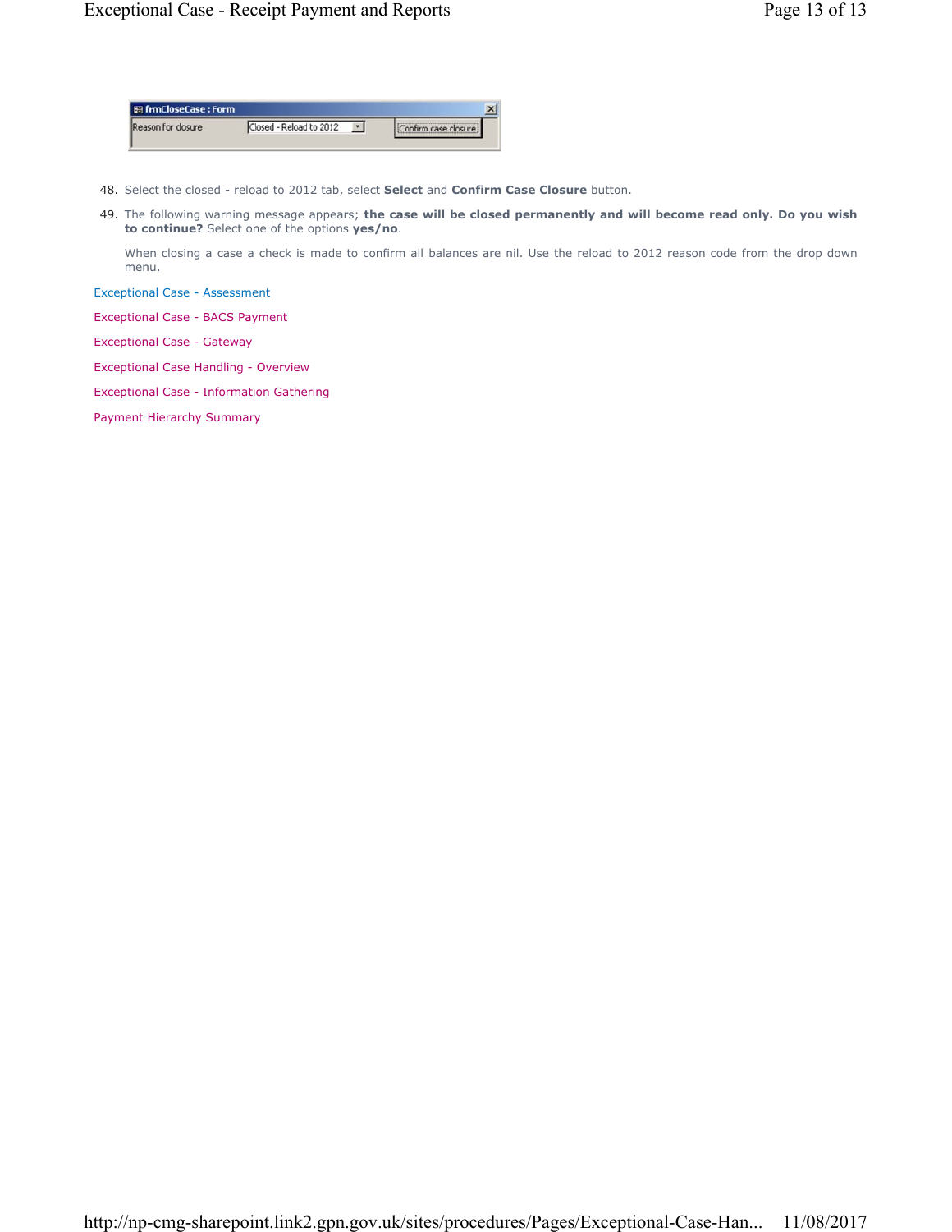frmCloseCase : Form

Reason for closure | Closed - Reload to 2012 | Confirm case closure

48. Select the closed - reload to 2012 tab, select **Select** and **Confirm Case Closure** button.

49. The following warning message appears; **the case will be closed permanently and will become read only. Do you wish to continue?** Select one of the options **yes/no**.

    When closing a case a check is made to confirm all balances are nil. Use the reload to 2012 reason code from the drop down menu.

Exceptional Case - Assessment

Exceptional Case - BACS Payment

Exceptional Case - Gateway

Exceptional Case Handling - Overview

Exceptional Case - Information Gathering

Payment Hierarchy Summary